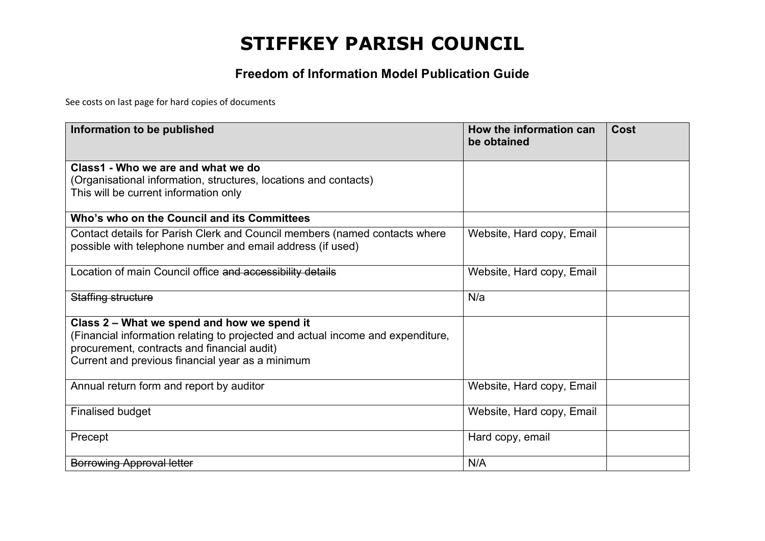# STIFFKEY PARISH COUNCIL

## Freedom of Information Model Publication Guide

See costs on last page for hard copies of documents

| Information to be published | How the information can be obtained | Cost |
|---|---|---|
| **Class1 - Who we are and what we do**<br>(Organisational information, structures, locations and contacts)<br>This will be current information only | | |
| **Who's who on the Council and its Committees** | | |
| Contact details for Parish Clerk and Council members (named contacts where possible with telephone number and email address (if used) | Website, Hard copy, Email | |
| Location of main Council office ~~and accessibility details~~ | Website, Hard copy, Email | |
| ~~Staffing structure~~ | N/a | |
| **Class 2 – What we spend and how we spend it**<br>(Financial information relating to projected and actual income and expenditure, procurement, contracts and financial audit)<br>Current and previous financial year as a minimum | | |
| Annual return form and report by auditor | Website, Hard copy, Email | |
| Finalised budget | Website, Hard copy, Email | |
| Precept | Hard copy, email | |
| ~~Borrowing Approval letter~~ | N/A | |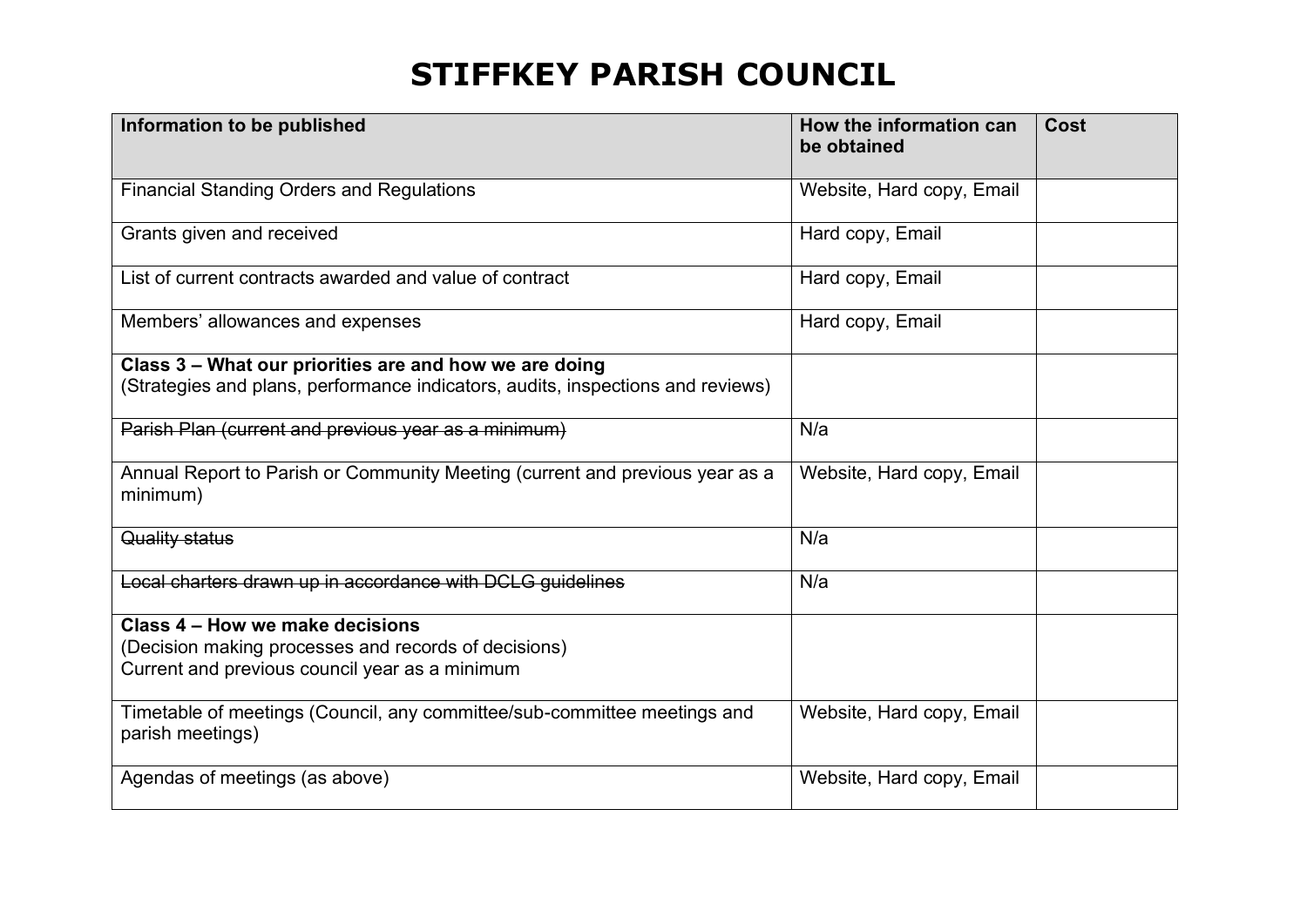# STIFFKEY PARISH COUNCIL

| Information to be published | How the information can be obtained | Cost |
|---|---|---|
| Financial Standing Orders and Regulations | Website, Hard copy, Email | |
| Grants given and received | Hard copy, Email | |
| List of current contracts awarded and value of contract | Hard copy, Email | |
| Members' allowances and expenses | Hard copy, Email | |
| **Class 3 – What our priorities are and how we are doing**<br>(Strategies and plans, performance indicators, audits, inspections and reviews) | | |
| ~~Parish Plan (current and previous year as a minimum)~~ | N/a | |
| Annual Report to Parish or Community Meeting (current and previous year as a minimum) | Website, Hard copy, Email | |
| ~~Quality status~~ | N/a | |
| ~~Local charters drawn up in accordance with DCLG guidelines~~ | N/a | |
| **Class 4 – How we make decisions**<br>(Decision making processes and records of decisions)<br>Current and previous council year as a minimum | | |
| Timetable of meetings (Council, any committee/sub-committee meetings and parish meetings) | Website, Hard copy, Email | |
| Agendas of meetings (as above) | Website, Hard copy, Email | |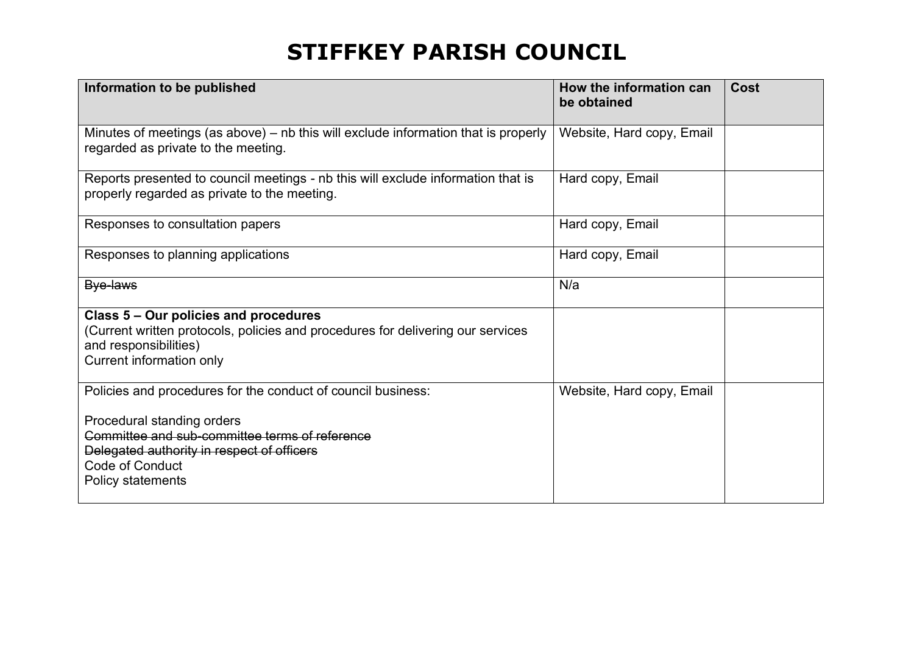# STIFFKEY PARISH COUNCIL

| Information to be published | How the information can be obtained | Cost |
| --- | --- | --- |
| Minutes of meetings (as above) – nb this will exclude information that is properly regarded as private to the meeting. | Website, Hard copy, Email | |
| Reports presented to council meetings - nb this will exclude information that is properly regarded as private to the meeting. | Hard copy, Email | |
| Responses to consultation papers | Hard copy, Email | |
| Responses to planning applications | Hard copy, Email | |
| ~~Bye-laws~~ | N/a | |
| **Class 5 – Our policies and procedures**<br>(Current written protocols, policies and procedures for delivering our services and responsibilities)<br>Current information only | | |
| Policies and procedures for the conduct of council business:<br><br>Procedural standing orders<br>~~Committee and sub-committee terms of reference~~<br>~~Delegated authority in respect of officers~~<br>Code of Conduct<br>Policy statements | Website, Hard copy, Email | |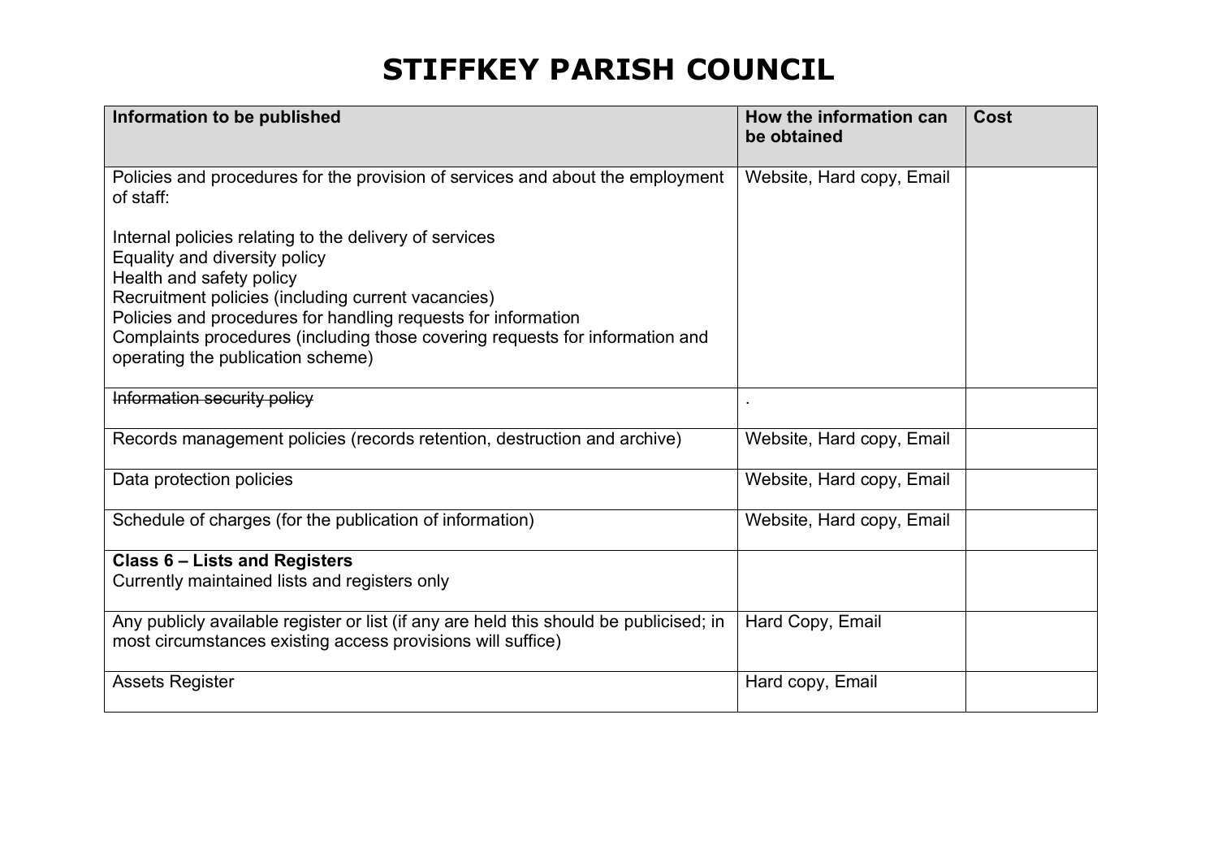# STIFFKEY PARISH COUNCIL

| Information to be published | How the information can be obtained | Cost |
|---|---|---|
| Policies and procedures for the provision of services and about the employment of staff:<br><br>Internal policies relating to the delivery of services<br>Equality and diversity policy<br>Health and safety policy<br>Recruitment policies (including current vacancies)<br>Policies and procedures for handling requests for information<br>Complaints procedures (including those covering requests for information and operating the publication scheme) | Website, Hard copy, Email | |
| ~~Information security policy~~ | . | |
| Records management policies (records retention, destruction and archive) | Website, Hard copy, Email | |
| Data protection policies | Website, Hard copy, Email | |
| Schedule of charges (for the publication of information) | Website, Hard copy, Email | |
| **Class 6 – Lists and Registers**<br>Currently maintained lists and registers only | | |
| Any publicly available register or list (if any are held this should be publicised; in most circumstances existing access provisions will suffice) | Hard Copy, Email | |
| Assets Register | Hard copy, Email | |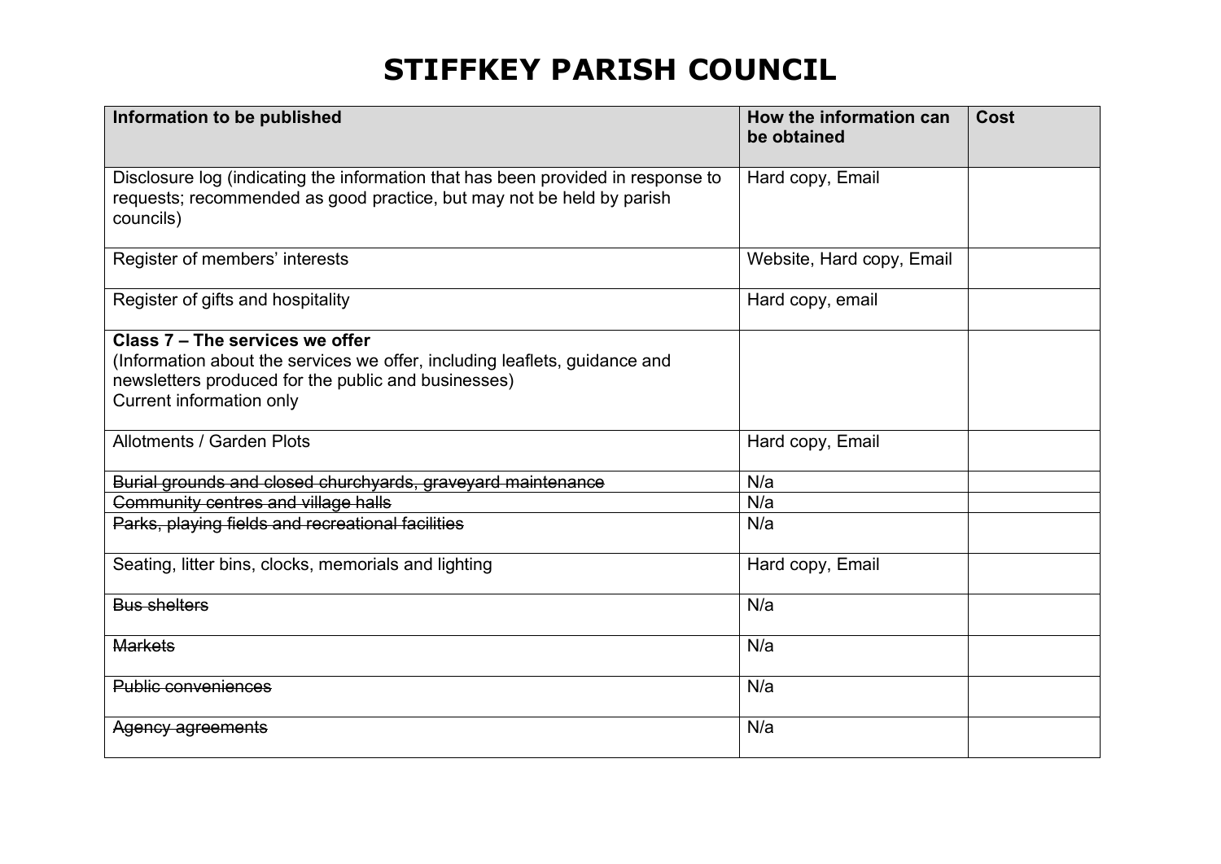# STIFFKEY PARISH COUNCIL

| Information to be published | How the information can be obtained | Cost |
|---|---|---|
| Disclosure log (indicating the information that has been provided in response to requests; recommended as good practice, but may not be held by parish councils) | Hard copy, Email | |
| Register of members' interests | Website, Hard copy, Email | |
| Register of gifts and hospitality | Hard copy, email | |
| **Class 7 – The services we offer**<br>(Information about the services we offer, including leaflets, guidance and newsletters produced for the public and businesses)<br>Current information only | | |
| Allotments / Garden Plots | Hard copy, Email | |
| ~~Burial grounds and closed churchyards, graveyard maintenance~~ | N/a | |
| ~~Community centres and village halls~~ | N/a | |
| ~~Parks, playing fields and recreational facilities~~ | N/a | |
| Seating, litter bins, clocks, memorials and lighting | Hard copy, Email | |
| ~~Bus shelters~~ | N/a | |
| ~~Markets~~ | N/a | |
| ~~Public conveniences~~ | N/a | |
| ~~Agency agreements~~ | N/a | |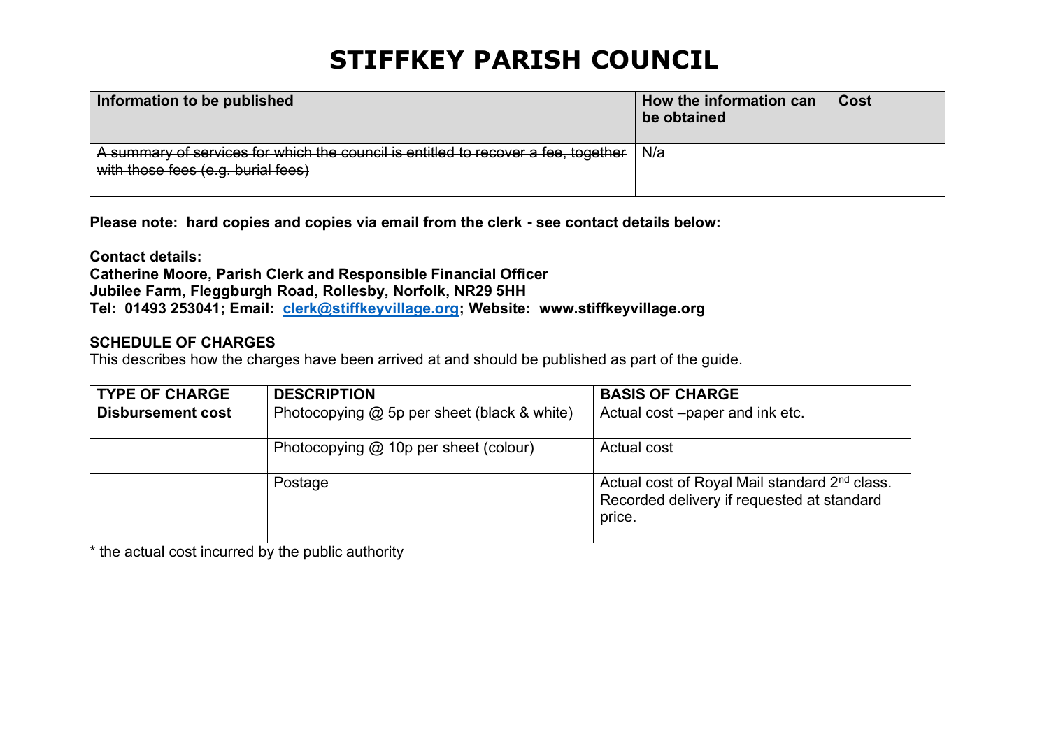# STIFFKEY PARISH COUNCIL

| Information to be published | How the information can be obtained | Cost |
| --- | --- | --- |
| ~~A summary of services for which the council is entitled to recover a fee, together with those fees (e.g. burial fees)~~ | N/a | |

**Please note: hard copies and copies via email from the clerk - see contact details below:**

**Contact details:**
**Catherine Moore, Parish Clerk and Responsible Financial Officer**
**Jubilee Farm, Fleggburgh Road, Rollesby, Norfolk, NR29 5HH**
**Tel: 01493 253041; Email: clerk@stiffkeyvillage.org; Website: www.stiffkeyvillage.org**

**SCHEDULE OF CHARGES**

This describes how the charges have been arrived at and should be published as part of the guide.

| TYPE OF CHARGE | DESCRIPTION | BASIS OF CHARGE |
| --- | --- | --- |
| **Disbursement cost** | Photocopying @ 5p per sheet (black & white) | Actual cost –paper and ink etc. |
| | Photocopying @ 10p per sheet (colour) | Actual cost |
| | Postage | Actual cost of Royal Mail standard 2nd class. Recorded delivery if requested at standard price. |

* the actual cost incurred by the public authority